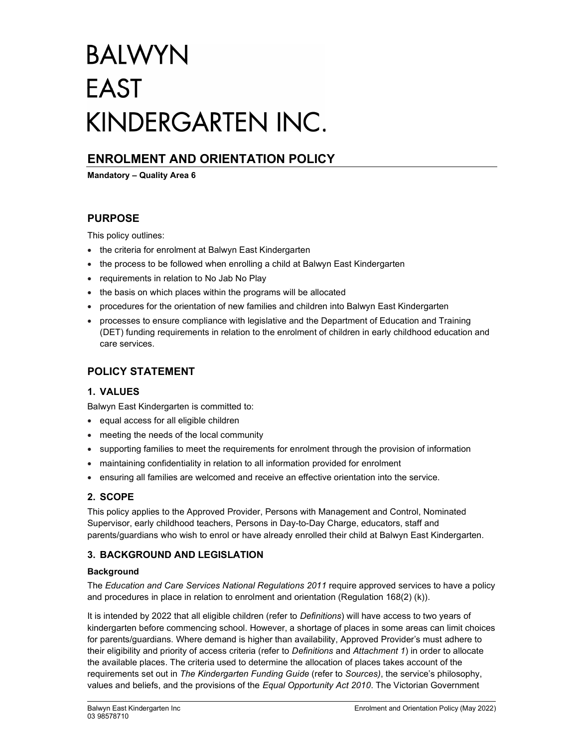# BALWYN EAST KINDERGARTEN INC.

## ENROLMENT AND ORIENTATION POLICY

**Mandatory – Quality Area 6**

## PURPOSE

This policy outlines:

- the criteria for enrolment at Balwyn East Kindergarten
- the process to be followed when enrolling a child at Balwyn East Kindergarten
- requirements in relation to No Jab No Play
- the basis on which places within the programs will be allocated
- procedures for the orientation of new families and children into Balwyn East Kindergarten
- processes to ensure compliance with legislative and the Department of Education and Training (DET) funding requirements in relation to the enrolment of children in early childhood education and care services.

## POLICY STATEMENT

### 1. VALUES

Balwyn East Kindergarten is committed to:

- equal access for all eligible children
- meeting the needs of the local community
- supporting families to meet the requirements for enrolment through the provision of information
- maintaining confidentiality in relation to all information provided for enrolment
- ensuring all families are welcomed and receive an effective orientation into the service.

### 2. SCOPE

This policy applies to the Approved Provider, Persons with Management and Control, Nominated Supervisor, early childhood teachers, Persons in Day-to-Day Charge, educators, staff and parents/guardians who wish to enrol or have already enrolled their child at Balwyn East Kindergarten.

### 3. BACKGROUND AND LEGISLATION

#### Background

The *Education and Care Services National Regulations 2011* require approved services to have a policy and procedures in place in relation to enrolment and orientation (Regulation 168(2) (k)).

It is intended by 2022 that all eligible children (refer to *Definitions*) will have access to two years of kindergarten before commencing school. However, a shortage of places in some areas can limit choices for parents/guardians. Where demand is higher than availability, Approved Provider's must adhere to their eligibility and priority of access criteria (refer to *Definitions* and *Attachment 1*) in order to allocate the available places. The criteria used to determine the allocation of places takes account of the requirements set out in *The Kindergarten Funding Guide* (refer to *Sources)*, the service's philosophy, values and beliefs, and the provisions of the *Equal Opportunity Act 2010*. The Victorian Government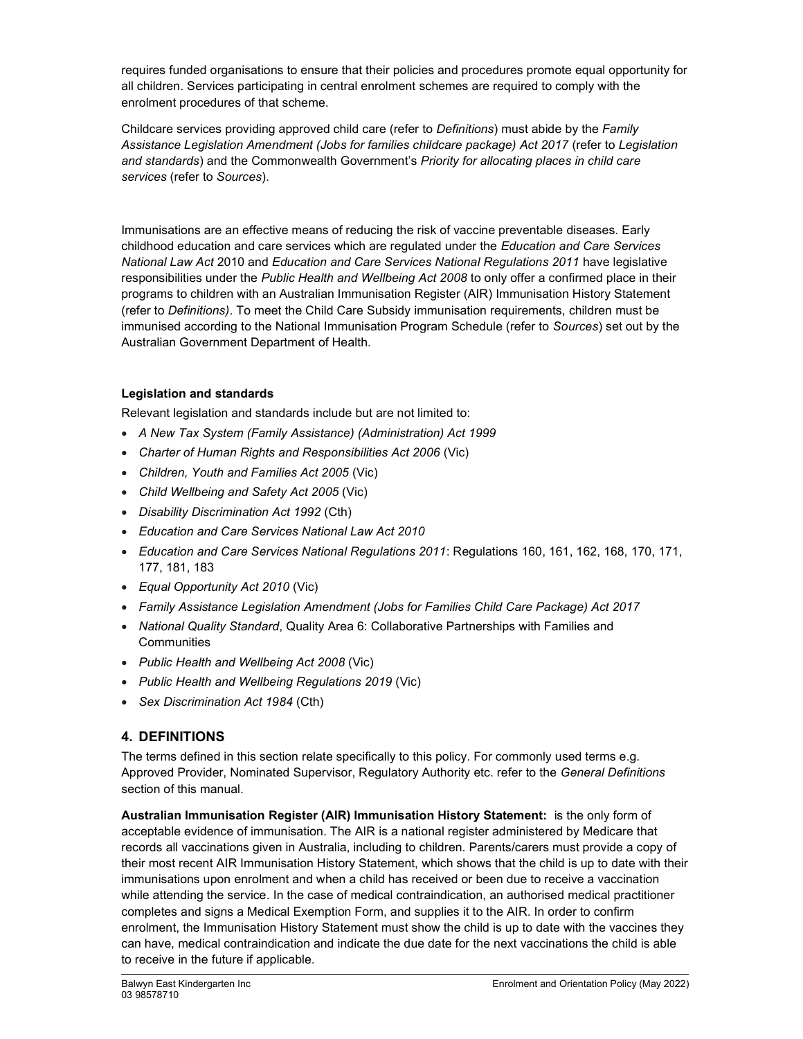requires funded organisations to ensure that their policies and procedures promote equal opportunity for all children. Services participating in central enrolment schemes are required to comply with the enrolment procedures of that scheme.

Childcare services providing approved child care (refer to *Definitions*) must abide by the *Family Assistance Legislation Amendment (Jobs for families childcare package) Act 2017* (refer to *Legislation and standards*) and the Commonwealth Government's *Priority for allocating places in child care services* (refer to *Sources*).

Immunisations are an effective means of reducing the risk of vaccine preventable diseases. Early childhood education and care services which are regulated under the *Education and Care Services National Law Act* 2010 and *Education and Care Services National Regulations 2011* have legislative responsibilities under the *Public Health and Wellbeing Act 2008* to only offer a confirmed place in their programs to children with an Australian Immunisation Register (AIR) Immunisation History Statement (refer to *Definitions)*. To meet the Child Care Subsidy immunisation requirements, children must be immunised according to the National Immunisation Program Schedule (refer to *Sources*) set out by the Australian Government Department of Health.

### Legislation and standards

Relevant legislation and standards include but are not limited to:

- *A New Tax System (Family Assistance) (Administration) Act 1999*
- *Charter of Human Rights and Responsibilities Act 2006* (Vic)
- *Children, Youth and Families Act 2005* (Vic)
- *Child Wellbeing and Safety Act 2005* (Vic)
- *Disability Discrimination Act 1992* (Cth)
- *Education and Care Services National Law Act 2010*
- *Education and Care Services National Regulations 2011*: Regulations 160, 161, 162, 168, 170, 171, 177, 181, 183
- *Equal Opportunity Act 2010* (Vic)
- *Family Assistance Legislation Amendment (Jobs for Families Child Care Package) Act 2017*
- *National Quality Standard*, Quality Area 6: Collaborative Partnerships with Families and Communities
- *Public Health and Wellbeing Act 2008* (Vic)
- *Public Health and Wellbeing Regulations 2019* (Vic)
- *Sex Discrimination Act 1984* (Cth)

## 4. DEFINITIONS

The terms defined in this section relate specifically to this policy. For commonly used terms e.g. Approved Provider, Nominated Supervisor, Regulatory Authority etc. refer to the *General Definitions* section of this manual.

**Australian Immunisation Register (AIR) Immunisation History Statement:** is the only form of acceptable evidence of immunisation. The AIR is a national register administered by Medicare that records all vaccinations given in Australia, including to children. Parents/carers must provide a copy of their most recent AIR Immunisation History Statement, which shows that the child is up to date with their immunisations upon enrolment and when a child has received or been due to receive a vaccination while attending the service. In the case of medical contraindication, an authorised medical practitioner completes and signs a Medical Exemption Form, and supplies it to the AIR. In order to confirm enrolment, the Immunisation History Statement must show the child is up to date with the vaccines they can have, medical contraindication and indicate the due date for the next vaccinations the child is able to receive in the future if applicable.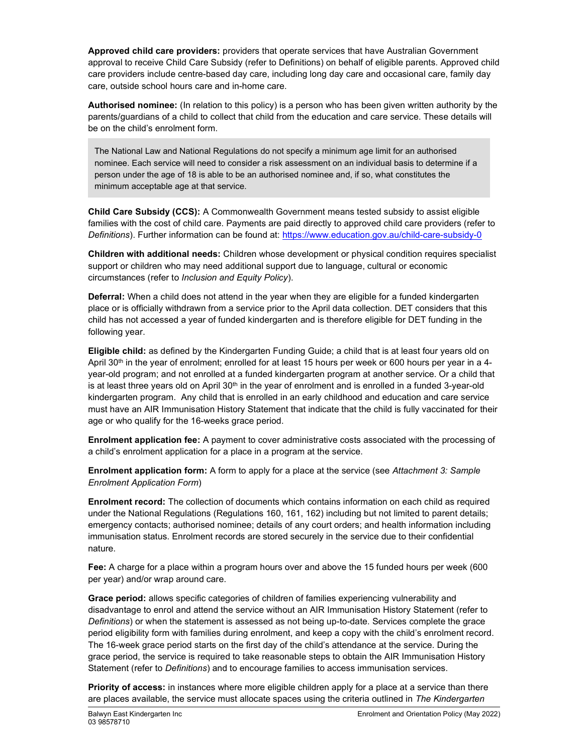**Approved child care providers:** providers that operate services that have Australian Government approval to receive Child Care Subsidy (refer to Definitions) on behalf of eligible parents. Approved child care providers include centre-based day care, including long day care and occasional care, family day care, outside school hours care and in-home care.

**Authorised nominee:** (In relation to this policy) is a person who has been given written authority by the parents/guardians of a child to collect that child from the education and care service. These details will be on the child's enrolment form.

> The National Law and National Regulations do not specify a minimum age limit for an authorised nominee. Each service will need to consider a risk assessment on an individual basis to determine if a person under the age of 18 is able to be an authorised nominee and, if so, what constitutes the minimum acceptable age at that service.

**Child Care Subsidy (CCS):** A Commonwealth Government means tested subsidy to assist eligible families with the cost of child care. Payments are paid directly to approved child care providers (refer to *Definitions*). Further information can be found at: https://www.education.gov.au/child-care-subsidy-0

**Children with additional needs:** Children whose development or physical condition requires specialist support or children who may need additional support due to language, cultural or economic circumstances (refer to *Inclusion and Equity Policy*).

**Deferral:** When a child does not attend in the year when they are eligible for a funded kindergarten place or is officially withdrawn from a service prior to the April data collection. DET considers that this child has not accessed a year of funded kindergarten and is therefore eligible for DET funding in the following year.

**Eligible child:** as defined by the Kindergarten Funding Guide; a child that is at least four years old on April 30th in the year of enrolment; enrolled for at least 15 hours per week or 600 hours per year in a 4-year-old program; and not enrolled at a funded kindergarten program at another service. Or a child that is at least three years old on April 30th in the year of enrolment and is enrolled in a funded 3-year-old kindergarten program. Any child that is enrolled in an early childhood and education and care service must have an AIR Immunisation History Statement that indicate that the child is fully vaccinated for their age or who qualify for the 16-weeks grace period.

**Enrolment application fee:** A payment to cover administrative costs associated with the processing of a child's enrolment application for a place in a program at the service.

**Enrolment application form:** A form to apply for a place at the service (see *Attachment 3: Sample Enrolment Application Form*)

**Enrolment record:** The collection of documents which contains information on each child as required under the National Regulations (Regulations 160, 161, 162) including but not limited to parent details; emergency contacts; authorised nominee; details of any court orders; and health information including immunisation status. Enrolment records are stored securely in the service due to their confidential nature.

**Fee:** A charge for a place within a program hours over and above the 15 funded hours per week (600 per year) and/or wrap around care.

**Grace period:** allows specific categories of children of families experiencing vulnerability and disadvantage to enrol and attend the service without an AIR Immunisation History Statement (refer to *Definitions*) or when the statement is assessed as not being up-to-date. Services complete the grace period eligibility form with families during enrolment, and keep a copy with the child's enrolment record. The 16-week grace period starts on the first day of the child's attendance at the service. During the grace period, the service is required to take reasonable steps to obtain the AIR Immunisation History Statement (refer to *Definitions*) and to encourage families to access immunisation services.

**Priority of access:** in instances where more eligible children apply for a place at a service than there are places available, the service must allocate spaces using the criteria outlined in *The Kindergarten*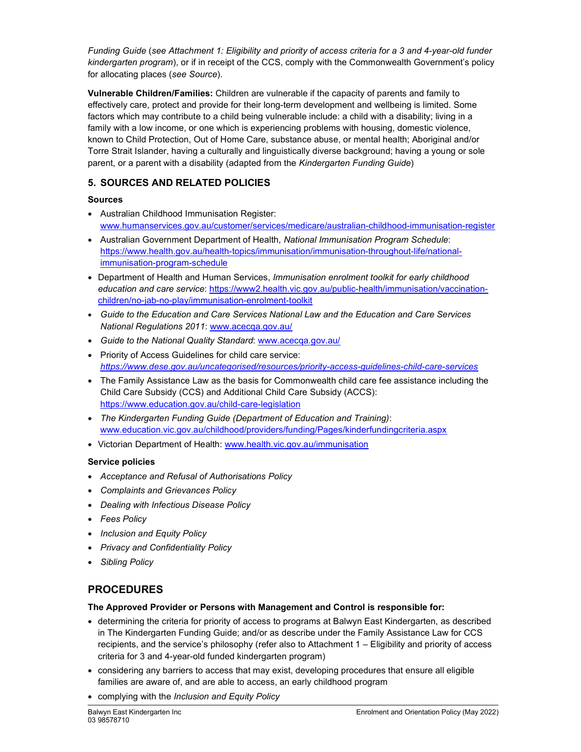*Funding Guide* (*see Attachment 1: Eligibility and priority of access criteria for a 3 and 4-year-old funder kindergarten program*), or if in receipt of the CCS, comply with the Commonwealth Government's policy for allocating places (*see Source*).

**Vulnerable Children/Families:** Children are vulnerable if the capacity of parents and family to effectively care, protect and provide for their long-term development and wellbeing is limited. Some factors which may contribute to a child being vulnerable include: a child with a disability; living in a family with a low income, or one which is experiencing problems with housing, domestic violence, known to Child Protection, Out of Home Care, substance abuse, or mental health; Aboriginal and/or Torre Strait Islander, having a culturally and linguistically diverse background; having a young or sole parent, or a parent with a disability (adapted from the *Kindergarten Funding Guide*)

## 5. SOURCES AND RELATED POLICIES

### Sources

- Australian Childhood Immunisation Register: www.humanservices.gov.au/customer/services/medicare/australian-childhood-immunisation-register
- Australian Government Department of Health, *National Immunisation Program Schedule*: https://www.health.gov.au/health-topics/immunisation/immunisation-throughout-life/national-immunisation-program-schedule
- Department of Health and Human Services, *Immunisation enrolment toolkit for early childhood education and care service*: https://www2.health.vic.gov.au/public-health/immunisation/vaccination-children/no-jab-no-play/immunisation-enrolment-toolkit
- *Guide to the Education and Care Services National Law and the Education and Care Services National Regulations 2011*: www.acecqa.gov.au/
- *Guide to the National Quality Standard*: www.acecqa.gov.au/
- Priority of Access Guidelines for child care service: *https://www.dese.gov.au/uncategorised/resources/priority-access-guidelines-child-care-services*
- The Family Assistance Law as the basis for Commonwealth child care fee assistance including the Child Care Subsidy (CCS) and Additional Child Care Subsidy (ACCS): https://www.education.gov.au/child-care-legislation
- *The Kindergarten Funding Guide (Department of Education and Training)*: www.education.vic.gov.au/childhood/providers/funding/Pages/kinderfundingcriteria.aspx
- Victorian Department of Health: www.health.vic.gov.au/immunisation

### Service policies

- *Acceptance and Refusal of Authorisations Policy*
- *Complaints and Grievances Policy*
- *Dealing with Infectious Disease Policy*
- *Fees Policy*
- *Inclusion and Equity Policy*
- *Privacy and Confidentiality Policy*
- *Sibling Policy*

# PROCEDURES

**The Approved Provider or Persons with Management and Control is responsible for:**

- determining the criteria for priority of access to programs at Balwyn East Kindergarten, as described in The Kindergarten Funding Guide; and/or as describe under the Family Assistance Law for CCS recipients, and the service's philosophy (refer also to Attachment 1 – Eligibility and priority of access criteria for 3 and 4-year-old funded kindergarten program)
- considering any barriers to access that may exist, developing procedures that ensure all eligible families are aware of, and are able to access, an early childhood program
- complying with the *Inclusion and Equity Policy*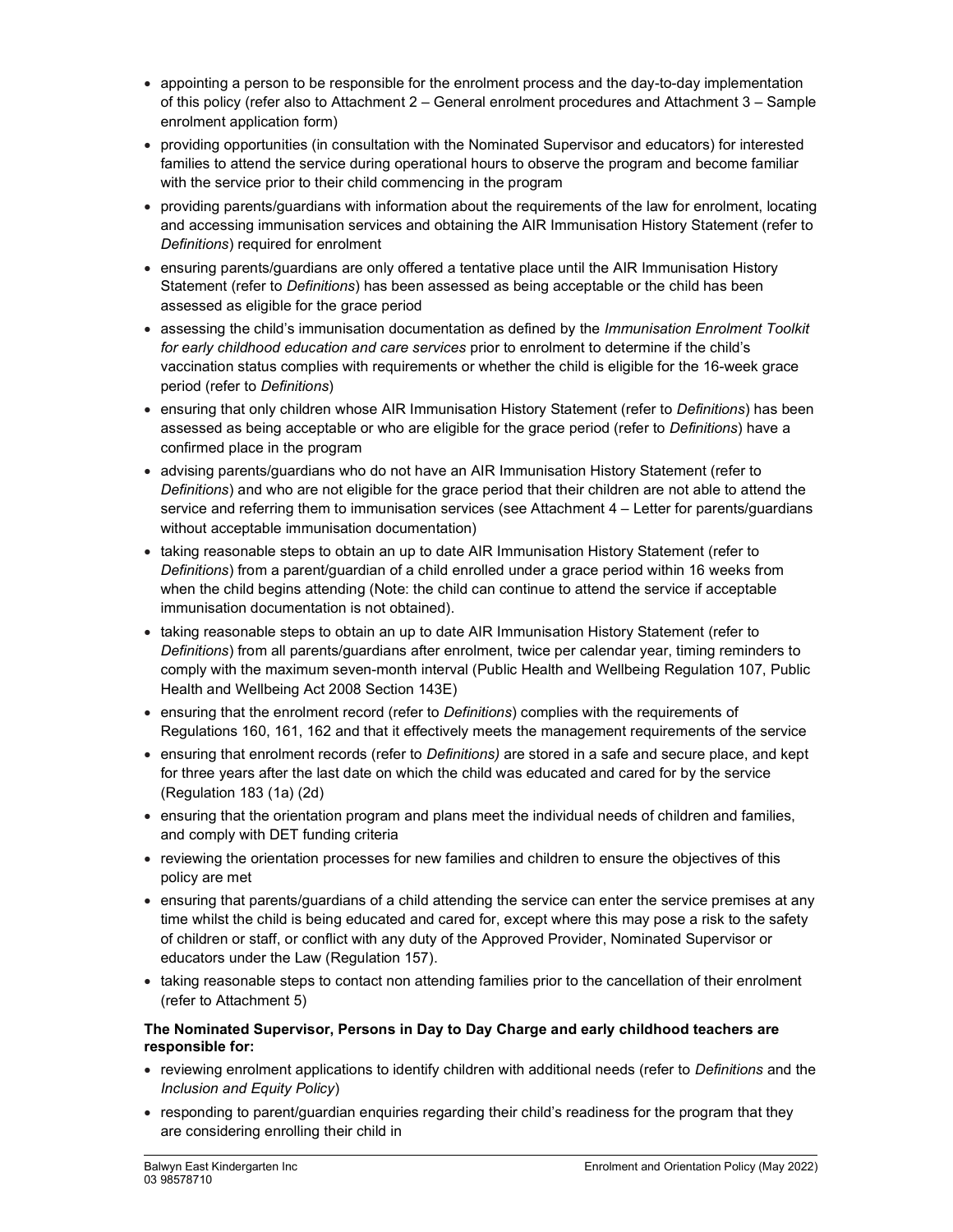- appointing a person to be responsible for the enrolment process and the day-to-day implementation of this policy (refer also to Attachment 2 – General enrolment procedures and Attachment 3 – Sample enrolment application form)
- providing opportunities (in consultation with the Nominated Supervisor and educators) for interested families to attend the service during operational hours to observe the program and become familiar with the service prior to their child commencing in the program
- providing parents/guardians with information about the requirements of the law for enrolment, locating and accessing immunisation services and obtaining the AIR Immunisation History Statement (refer to *Definitions*) required for enrolment
- ensuring parents/guardians are only offered a tentative place until the AIR Immunisation History Statement (refer to *Definitions*) has been assessed as being acceptable or the child has been assessed as eligible for the grace period
- assessing the child's immunisation documentation as defined by the *Immunisation Enrolment Toolkit for early childhood education and care services* prior to enrolment to determine if the child's vaccination status complies with requirements or whether the child is eligible for the 16-week grace period (refer to *Definitions*)
- ensuring that only children whose AIR Immunisation History Statement (refer to *Definitions*) has been assessed as being acceptable or who are eligible for the grace period (refer to *Definitions*) have a confirmed place in the program
- advising parents/guardians who do not have an AIR Immunisation History Statement (refer to *Definitions*) and who are not eligible for the grace period that their children are not able to attend the service and referring them to immunisation services (see Attachment 4 – Letter for parents/guardians without acceptable immunisation documentation)
- taking reasonable steps to obtain an up to date AIR Immunisation History Statement (refer to *Definitions*) from a parent/guardian of a child enrolled under a grace period within 16 weeks from when the child begins attending (Note: the child can continue to attend the service if acceptable immunisation documentation is not obtained).
- taking reasonable steps to obtain an up to date AIR Immunisation History Statement (refer to *Definitions*) from all parents/guardians after enrolment, twice per calendar year, timing reminders to comply with the maximum seven-month interval (Public Health and Wellbeing Regulation 107, Public Health and Wellbeing Act 2008 Section 143E)
- ensuring that the enrolment record (refer to *Definitions*) complies with the requirements of Regulations 160, 161, 162 and that it effectively meets the management requirements of the service
- ensuring that enrolment records (refer to *Definitions)* are stored in a safe and secure place, and kept for three years after the last date on which the child was educated and cared for by the service (Regulation 183 (1a) (2d)
- ensuring that the orientation program and plans meet the individual needs of children and families, and comply with DET funding criteria
- reviewing the orientation processes for new families and children to ensure the objectives of this policy are met
- ensuring that parents/guardians of a child attending the service can enter the service premises at any time whilst the child is being educated and cared for, except where this may pose a risk to the safety of children or staff, or conflict with any duty of the Approved Provider, Nominated Supervisor or educators under the Law (Regulation 157).
- taking reasonable steps to contact non attending families prior to the cancellation of their enrolment (refer to Attachment 5)

**The Nominated Supervisor, Persons in Day to Day Charge and early childhood teachers are responsible for:**

- reviewing enrolment applications to identify children with additional needs (refer to *Definitions* and the *Inclusion and Equity Policy*)
- responding to parent/guardian enquiries regarding their child's readiness for the program that they are considering enrolling their child in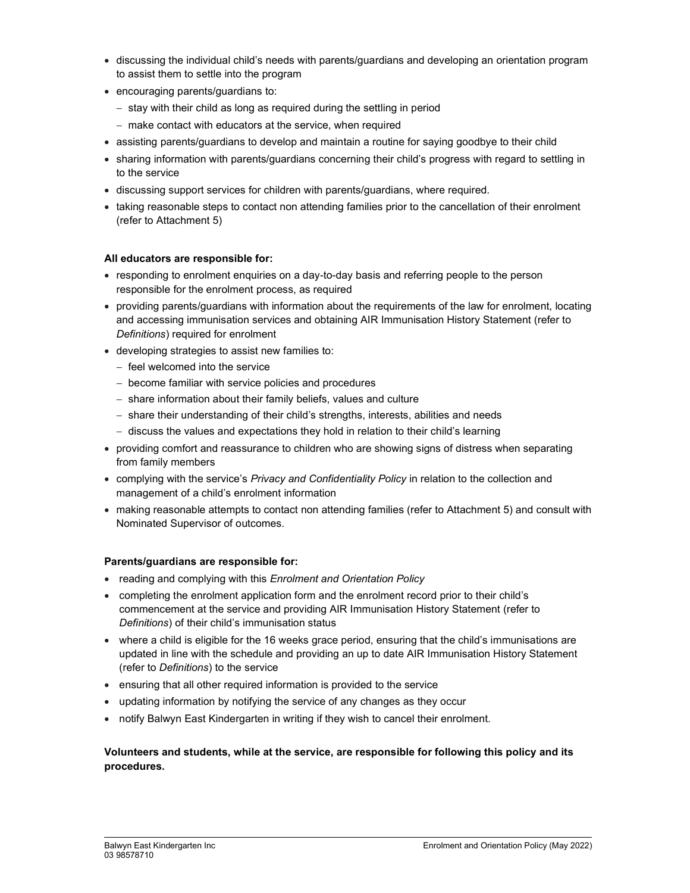- discussing the individual child's needs with parents/guardians and developing an orientation program to assist them to settle into the program
- encouraging parents/guardians to:
  - stay with their child as long as required during the settling in period
  - make contact with educators at the service, when required
- assisting parents/guardians to develop and maintain a routine for saying goodbye to their child
- sharing information with parents/guardians concerning their child's progress with regard to settling in to the service
- discussing support services for children with parents/guardians, where required.
- taking reasonable steps to contact non attending families prior to the cancellation of their enrolment (refer to Attachment 5)

**All educators are responsible for:**

- responding to enrolment enquiries on a day-to-day basis and referring people to the person responsible for the enrolment process, as required
- providing parents/guardians with information about the requirements of the law for enrolment, locating and accessing immunisation services and obtaining AIR Immunisation History Statement (refer to *Definitions*) required for enrolment
- developing strategies to assist new families to:
  - feel welcomed into the service
  - become familiar with service policies and procedures
  - share information about their family beliefs, values and culture
  - share their understanding of their child's strengths, interests, abilities and needs
  - discuss the values and expectations they hold in relation to their child's learning
- providing comfort and reassurance to children who are showing signs of distress when separating from family members
- complying with the service's *Privacy and Confidentiality Policy* in relation to the collection and management of a child's enrolment information
- making reasonable attempts to contact non attending families (refer to Attachment 5) and consult with Nominated Supervisor of outcomes.

**Parents/guardians are responsible for:**

- reading and complying with this *Enrolment and Orientation Policy*
- completing the enrolment application form and the enrolment record prior to their child's commencement at the service and providing AIR Immunisation History Statement (refer to *Definitions*) of their child's immunisation status
- where a child is eligible for the 16 weeks grace period, ensuring that the child's immunisations are updated in line with the schedule and providing an up to date AIR Immunisation History Statement (refer to *Definitions*) to the service
- ensuring that all other required information is provided to the service
- updating information by notifying the service of any changes as they occur
- notify Balwyn East Kindergarten in writing if they wish to cancel their enrolment.

**Volunteers and students, while at the service, are responsible for following this policy and its procedures.**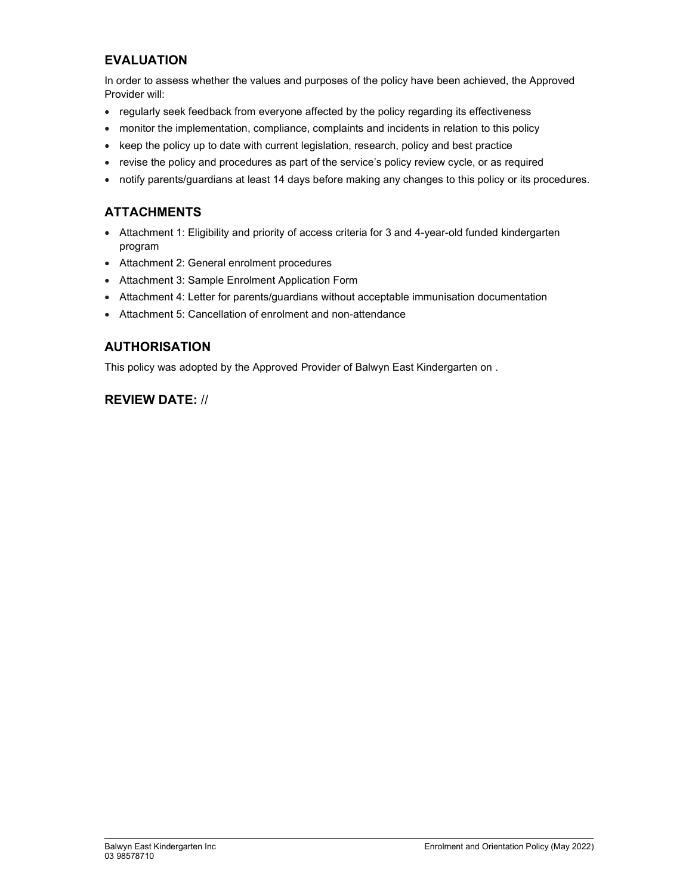## EVALUATION

In order to assess whether the values and purposes of the policy have been achieved, the Approved Provider will:

- regularly seek feedback from everyone affected by the policy regarding its effectiveness
- monitor the implementation, compliance, complaints and incidents in relation to this policy
- keep the policy up to date with current legislation, research, policy and best practice
- revise the policy and procedures as part of the service's policy review cycle, or as required
- notify parents/guardians at least 14 days before making any changes to this policy or its procedures.

## ATTACHMENTS

- Attachment 1: Eligibility and priority of access criteria for 3 and 4-year-old funded kindergarten program
- Attachment 2: General enrolment procedures
- Attachment 3: Sample Enrolment Application Form
- Attachment 4: Letter for parents/guardians without acceptable immunisation documentation
- Attachment 5: Cancellation of enrolment and non-attendance

## AUTHORISATION

This policy was adopted by the Approved Provider of Balwyn East Kindergarten on .

## REVIEW DATE: //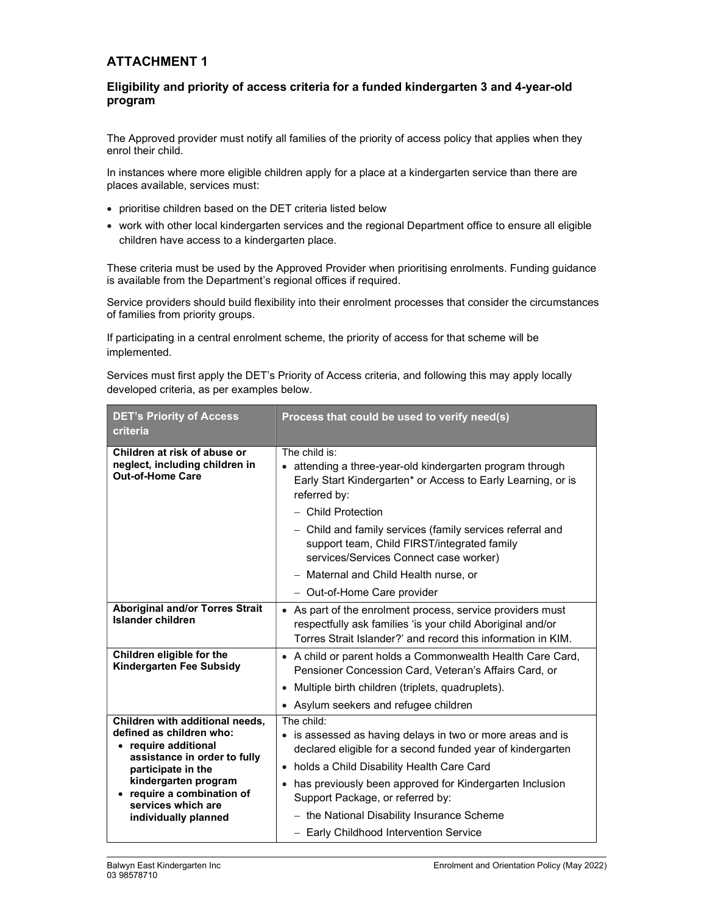## ATTACHMENT 1

### Eligibility and priority of access criteria for a funded kindergarten 3 and 4-year-old program

The Approved provider must notify all families of the priority of access policy that applies when they enrol their child.

In instances where more eligible children apply for a place at a kindergarten service than there are places available, services must:

- prioritise children based on the DET criteria listed below
- work with other local kindergarten services and the regional Department office to ensure all eligible children have access to a kindergarten place.

These criteria must be used by the Approved Provider when prioritising enrolments. Funding guidance is available from the Department's regional offices if required.

Service providers should build flexibility into their enrolment processes that consider the circumstances of families from priority groups.

If participating in a central enrolment scheme, the priority of access for that scheme will be implemented.

Services must first apply the DET's Priority of Access criteria, and following this may apply locally developed criteria, as per examples below.

| DET's Priority of Access criteria | Process that could be used to verify need(s) |
|---|---|
| **Children at risk of abuse or neglect, including children in Out-of-Home Care** | The child is:<br>• attending a three-year-old kindergarten program through Early Start Kindergarten* or Access to Early Learning, or is referred by:<br>– Child Protection<br>– Child and family services (family services referral and support team, Child FIRST/integrated family services/Services Connect case worker)<br>– Maternal and Child Health nurse, or<br>– Out-of-Home Care provider |
| **Aboriginal and/or Torres Strait Islander children** | • As part of the enrolment process, service providers must respectfully ask families 'is your child Aboriginal and/or Torres Strait Islander?' and record this information in KIM. |
| **Children eligible for the Kindergarten Fee Subsidy** | • A child or parent holds a Commonwealth Health Care Card, Pensioner Concession Card, Veteran's Affairs Card, or<br>• Multiple birth children (triplets, quadruplets).<br>• Asylum seekers and refugee children |
| **Children with additional needs, defined as children who:**<br>• **require additional assistance in order to fully participate in the kindergarten program**<br>• **require a combination of services which are individually planned** | The child:<br>• is assessed as having delays in two or more areas and is declared eligible for a second funded year of kindergarten<br>• holds a Child Disability Health Care Card<br>• has previously been approved for Kindergarten Inclusion Support Package, or referred by:<br>– the National Disability Insurance Scheme<br>– Early Childhood Intervention Service |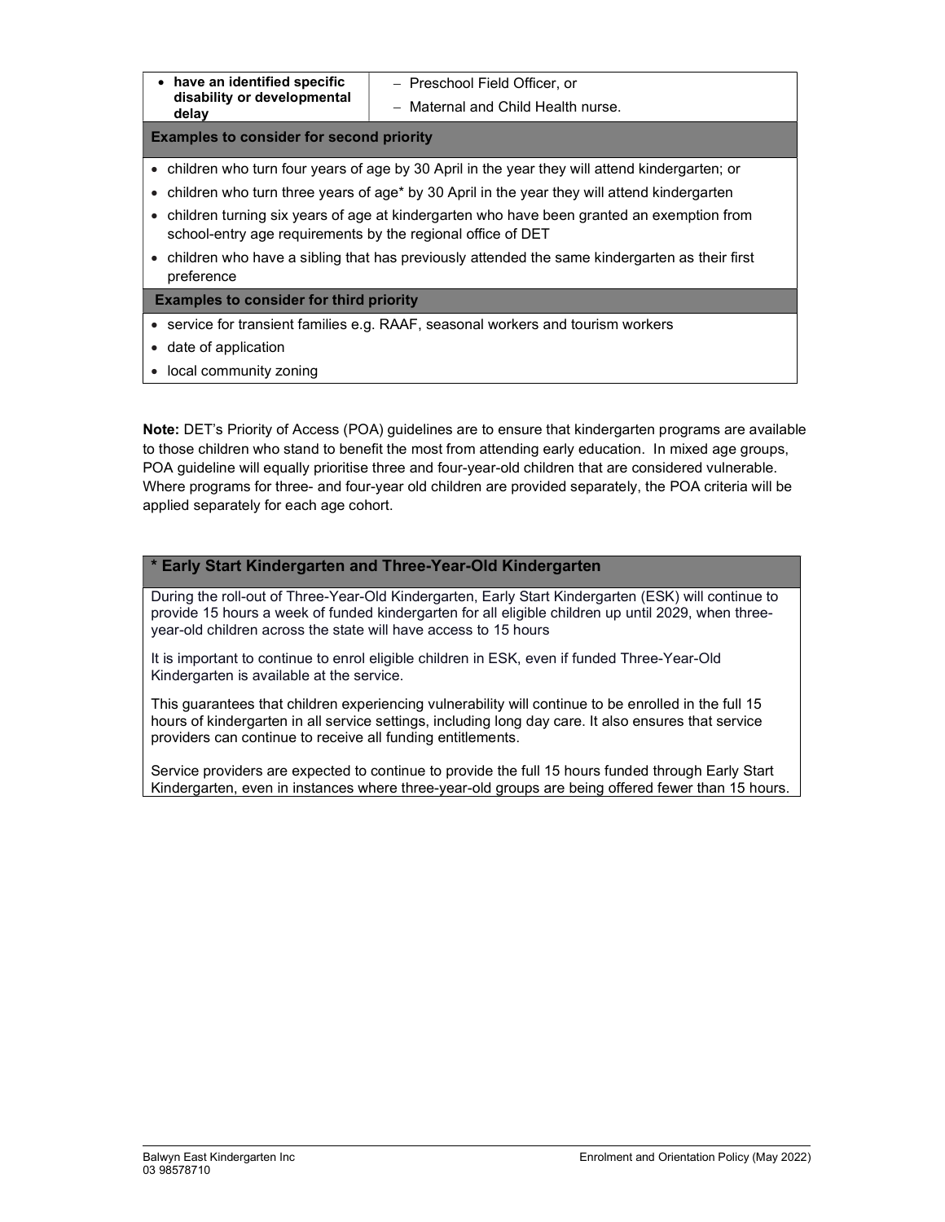| • **have an identified specific disability or developmental delay** | – Preschool Field Officer, or<br>– Maternal and Child Health nurse. |
| --- | --- |
| **Examples to consider for second priority** | |
| • children who turn four years of age by 30 April in the year they will attend kindergarten; or<br>• children who turn three years of age* by 30 April in the year they will attend kindergarten<br>• children turning six years of age at kindergarten who have been granted an exemption from school-entry age requirements by the regional office of DET<br>• children who have a sibling that has previously attended the same kindergarten as their first preference | |
| **Examples to consider for third priority** | |
| • service for transient families e.g. RAAF, seasonal workers and tourism workers<br>• date of application<br>• local community zoning | |

**Note:** DET's Priority of Access (POA) guidelines are to ensure that kindergarten programs are available to those children who stand to benefit the most from attending early education. In mixed age groups, POA guideline will equally prioritise three and four-year-old children that are considered vulnerable. Where programs for three- and four-year old children are provided separately, the POA criteria will be applied separately for each age cohort.

### * Early Start Kindergarten and Three-Year-Old Kindergarten

During the roll-out of Three-Year-Old Kindergarten, Early Start Kindergarten (ESK) will continue to provide 15 hours a week of funded kindergarten for all eligible children up until 2029, when three-year-old children across the state will have access to 15 hours

It is important to continue to enrol eligible children in ESK, even if funded Three-Year-Old Kindergarten is available at the service.

This guarantees that children experiencing vulnerability will continue to be enrolled in the full 15 hours of kindergarten in all service settings, including long day care. It also ensures that service providers can continue to receive all funding entitlements.

Service providers are expected to continue to provide the full 15 hours funded through Early Start Kindergarten, even in instances where three-year-old groups are being offered fewer than 15 hours.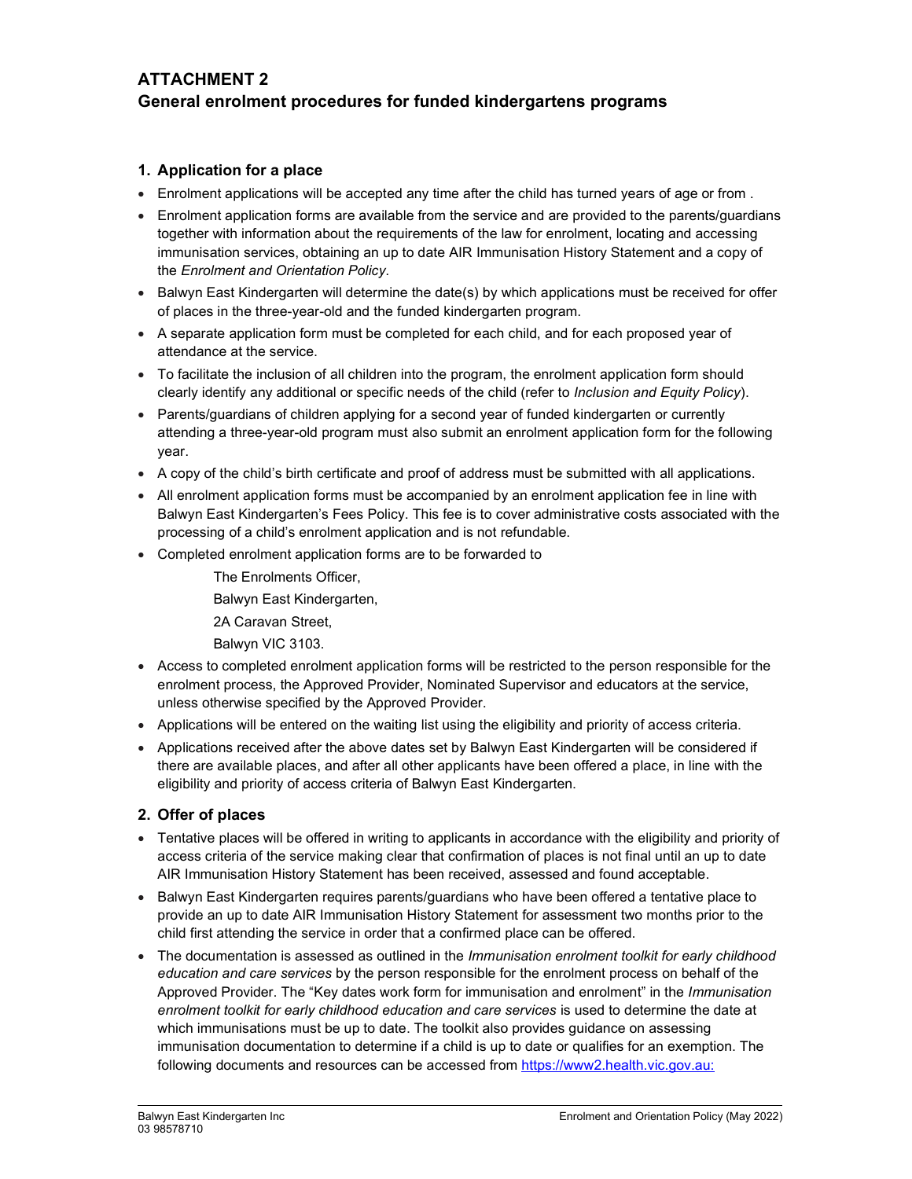# ATTACHMENT 2

## General enrolment procedures for funded kindergartens programs

### 1. Application for a place

- Enrolment applications will be accepted any time after the child has turned years of age or from .
- Enrolment application forms are available from the service and are provided to the parents/guardians together with information about the requirements of the law for enrolment, locating and accessing immunisation services, obtaining an up to date AIR Immunisation History Statement and a copy of the *Enrolment and Orientation Policy*.
- Balwyn East Kindergarten will determine the date(s) by which applications must be received for offer of places in the three-year-old and the funded kindergarten program.
- A separate application form must be completed for each child, and for each proposed year of attendance at the service.
- To facilitate the inclusion of all children into the program, the enrolment application form should clearly identify any additional or specific needs of the child (refer to *Inclusion and Equity Policy*).
- Parents/guardians of children applying for a second year of funded kindergarten or currently attending a three-year-old program must also submit an enrolment application form for the following year.
- A copy of the child's birth certificate and proof of address must be submitted with all applications.
- All enrolment application forms must be accompanied by an enrolment application fee in line with Balwyn East Kindergarten's Fees Policy. This fee is to cover administrative costs associated with the processing of a child's enrolment application and is not refundable.
- Completed enrolment application forms are to be forwarded to

  The Enrolments Officer,

  Balwyn East Kindergarten,

  2A Caravan Street,

  Balwyn VIC 3103.
- Access to completed enrolment application forms will be restricted to the person responsible for the enrolment process, the Approved Provider, Nominated Supervisor and educators at the service, unless otherwise specified by the Approved Provider.
- Applications will be entered on the waiting list using the eligibility and priority of access criteria.
- Applications received after the above dates set by Balwyn East Kindergarten will be considered if there are available places, and after all other applicants have been offered a place, in line with the eligibility and priority of access criteria of Balwyn East Kindergarten.

### 2. Offer of places

- Tentative places will be offered in writing to applicants in accordance with the eligibility and priority of access criteria of the service making clear that confirmation of places is not final until an up to date AIR Immunisation History Statement has been received, assessed and found acceptable.
- Balwyn East Kindergarten requires parents/guardians who have been offered a tentative place to provide an up to date AIR Immunisation History Statement for assessment two months prior to the child first attending the service in order that a confirmed place can be offered.
- The documentation is assessed as outlined in the *Immunisation enrolment toolkit for early childhood education and care services* by the person responsible for the enrolment process on behalf of the Approved Provider. The "Key dates work form for immunisation and enrolment" in the *Immunisation enrolment toolkit for early childhood education and care services* is used to determine the date at which immunisations must be up to date. The toolkit also provides guidance on assessing immunisation documentation to determine if a child is up to date or qualifies for an exemption. The following documents and resources can be accessed from https://www2.health.vic.gov.au: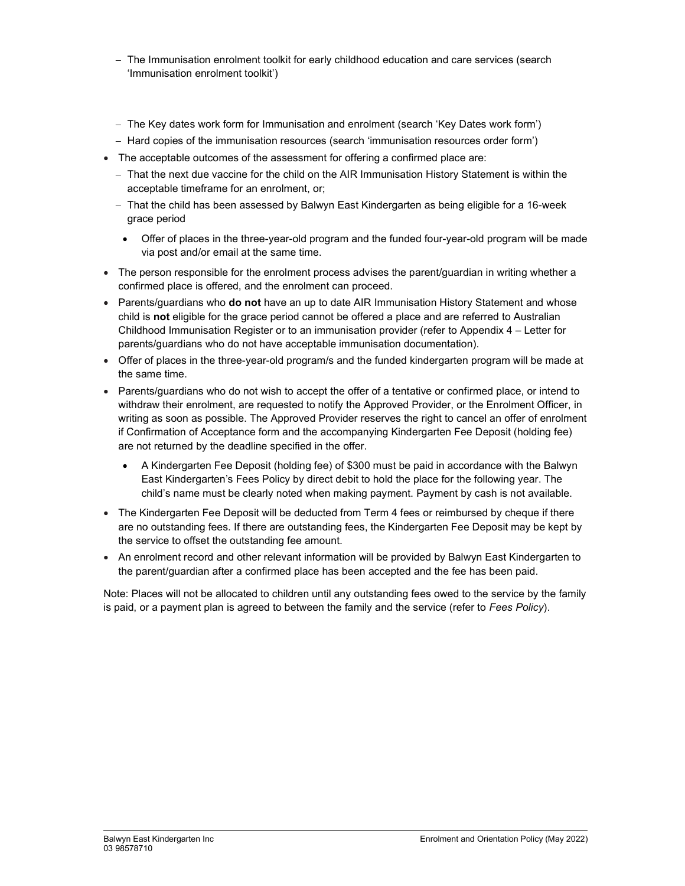- The Immunisation enrolment toolkit for early childhood education and care services (search 'Immunisation enrolment toolkit')
  - The Key dates work form for Immunisation and enrolment (search 'Key Dates work form')
  - Hard copies of the immunisation resources (search 'immunisation resources order form')
- The acceptable outcomes of the assessment for offering a confirmed place are:
  - That the next due vaccine for the child on the AIR Immunisation History Statement is within the acceptable timeframe for an enrolment, or;
  - That the child has been assessed by Balwyn East Kindergarten as being eligible for a 16-week grace period
    - Offer of places in the three-year-old program and the funded four-year-old program will be made via post and/or email at the same time.
- The person responsible for the enrolment process advises the parent/guardian in writing whether a confirmed place is offered, and the enrolment can proceed.
- Parents/guardians who **do not** have an up to date AIR Immunisation History Statement and whose child is **not** eligible for the grace period cannot be offered a place and are referred to Australian Childhood Immunisation Register or to an immunisation provider (refer to Appendix 4 – Letter for parents/guardians who do not have acceptable immunisation documentation).
- Offer of places in the three-year-old program/s and the funded kindergarten program will be made at the same time.
- Parents/guardians who do not wish to accept the offer of a tentative or confirmed place, or intend to withdraw their enrolment, are requested to notify the Approved Provider, or the Enrolment Officer, in writing as soon as possible. The Approved Provider reserves the right to cancel an offer of enrolment if Confirmation of Acceptance form and the accompanying Kindergarten Fee Deposit (holding fee) are not returned by the deadline specified in the offer.
  - A Kindergarten Fee Deposit (holding fee) of $300 must be paid in accordance with the Balwyn East Kindergarten's Fees Policy by direct debit to hold the place for the following year. The child's name must be clearly noted when making payment. Payment by cash is not available.
- The Kindergarten Fee Deposit will be deducted from Term 4 fees or reimbursed by cheque if there are no outstanding fees. If there are outstanding fees, the Kindergarten Fee Deposit may be kept by the service to offset the outstanding fee amount.
- An enrolment record and other relevant information will be provided by Balwyn East Kindergarten to the parent/guardian after a confirmed place has been accepted and the fee has been paid.

Note: Places will not be allocated to children until any outstanding fees owed to the service by the family is paid, or a payment plan is agreed to between the family and the service (refer to *Fees Policy*).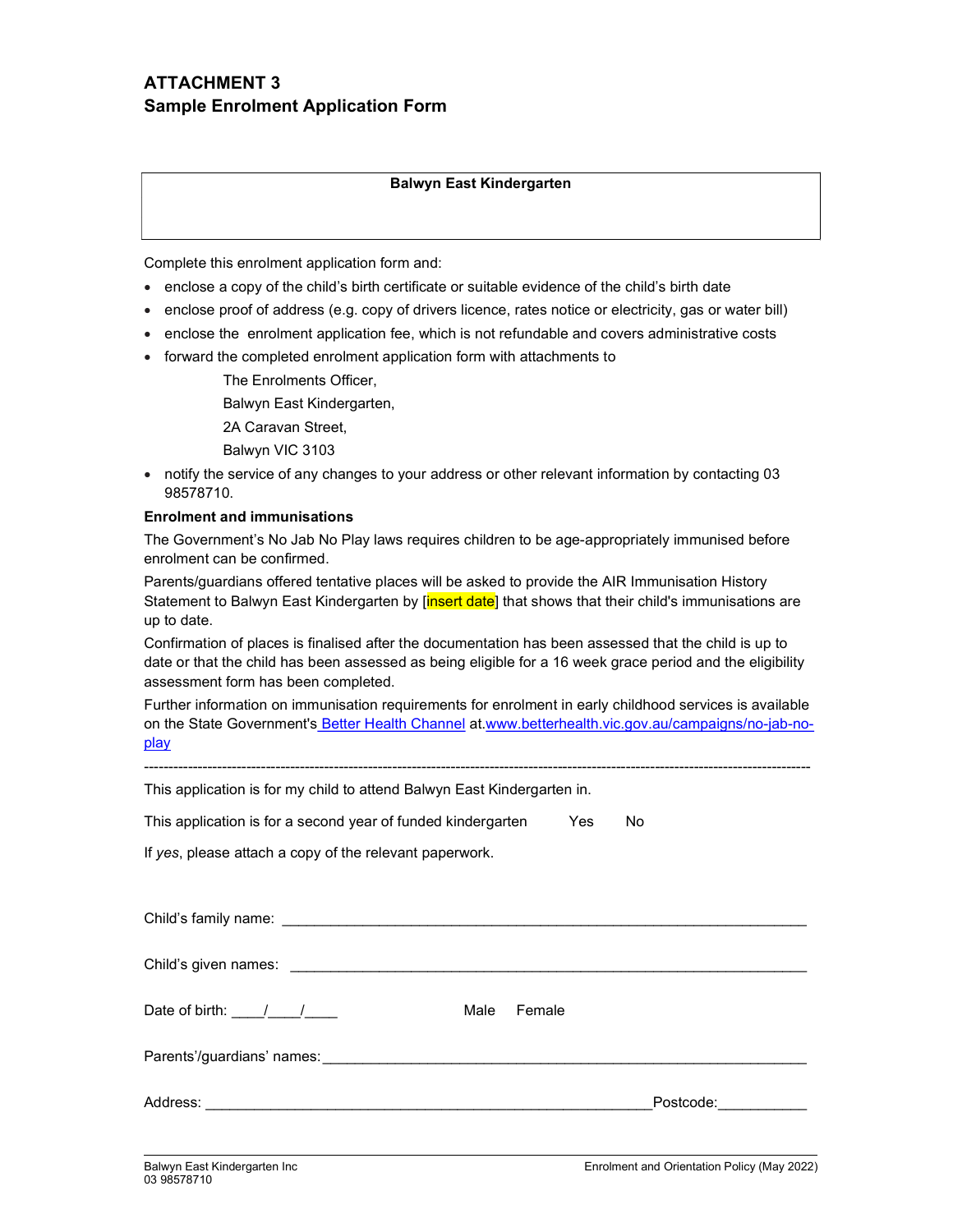## ATTACHMENT 3
## Sample Enrolment Application Form

**Balwyn East Kindergarten**

Complete this enrolment application form and:

- enclose a copy of the child's birth certificate or suitable evidence of the child's birth date
- enclose proof of address (e.g. copy of drivers licence, rates notice or electricity, gas or water bill)
- enclose the enrolment application fee, which is not refundable and covers administrative costs
- forward the completed enrolment application form with attachments to

  The Enrolments Officer,
  Balwyn East Kindergarten,
  2A Caravan Street,
  Balwyn VIC 3103
- notify the service of any changes to your address or other relevant information by contacting 03 98578710.

**Enrolment and immunisations**

The Government's No Jab No Play laws requires children to be age-appropriately immunised before enrolment can be confirmed.

Parents/guardians offered tentative places will be asked to provide the AIR Immunisation History Statement to Balwyn East Kindergarten by [insert date] that shows that their child's immunisations are up to date.

Confirmation of places is finalised after the documentation has been assessed that the child is up to date or that the child has been assessed as being eligible for a 16 week grace period and the eligibility assessment form has been completed.

Further information on immunisation requirements for enrolment in early childhood services is available on the State Government's Better Health Channel at.www.betterhealth.vic.gov.au/campaigns/no-jab-no-play

---

This application is for my child to attend Balwyn East Kindergarten in.

This application is for a second year of funded kindergarten     Yes     No

If *yes*, please attach a copy of the relevant paperwork.

Child's family name: ____________________________________________________________

Child's given names: ____________________________________________________________

Date of birth: ____/____/____     Male     Female

Parents'/guardians' names: _______________________________________________________

Address: __________________________________________________ Postcode: ___________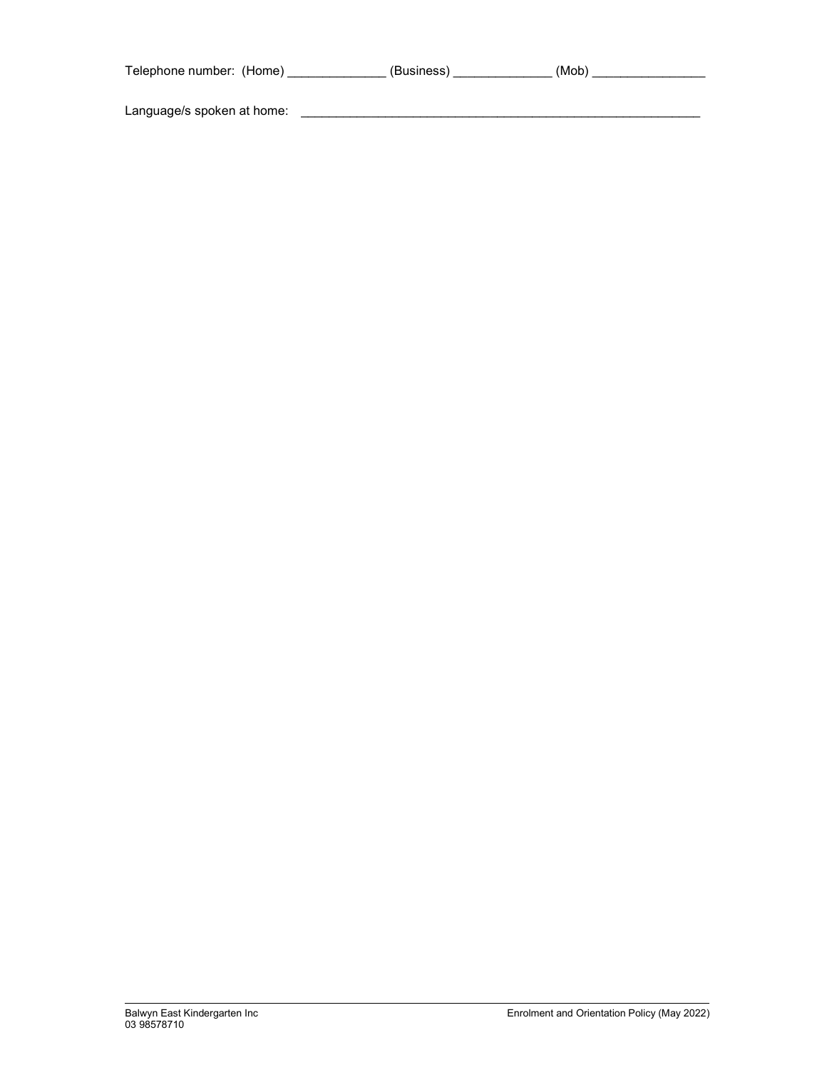Telephone number: (Home) ______________ (Business) ______________ (Mob) ________________

Language/s spoken at home: ___________________________________________________________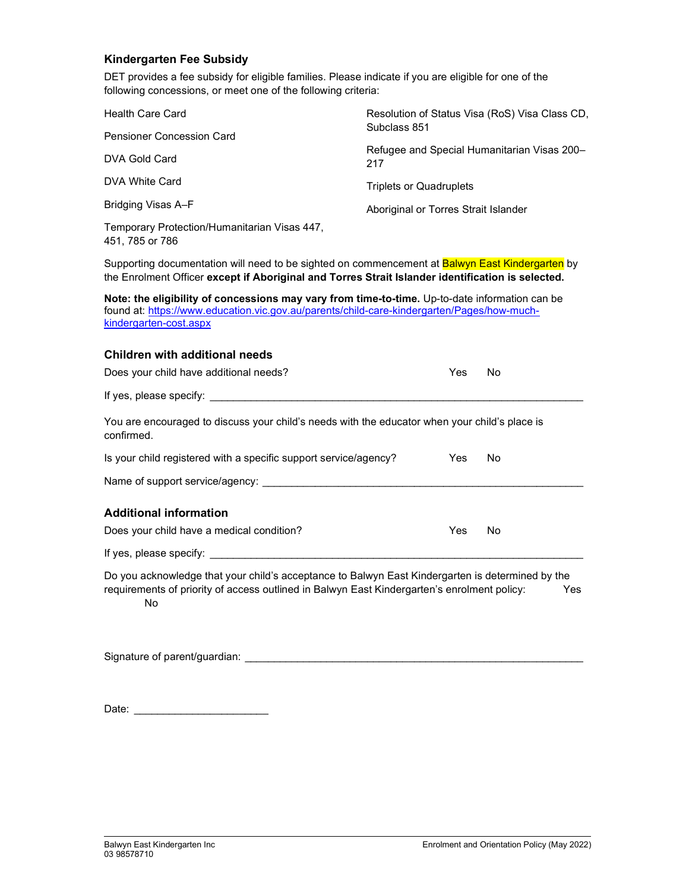### Kindergarten Fee Subsidy

DET provides a fee subsidy for eligible families. Please indicate if you are eligible for one of the following concessions, or meet one of the following criteria:

- Health Care Card
- Pensioner Concession Card
- DVA Gold Card
- DVA White Card
- Bridging Visas A–F
- Temporary Protection/Humanitarian Visas 447, 451, 785 or 786
- Resolution of Status Visa (RoS) Visa Class CD, Subclass 851
- Refugee and Special Humanitarian Visas 200–217
- Triplets or Quadruplets
- Aboriginal or Torres Strait Islander

Supporting documentation will need to be sighted on commencement at Balwyn East Kindergarten by the Enrolment Officer **except if Aboriginal and Torres Strait Islander identification is selected.**

**Note: the eligibility of concessions may vary from time-to-time.** Up-to-date information can be found at: https://www.education.vic.gov.au/parents/child-care-kindergarten/Pages/how-much-kindergarten-cost.aspx

### Children with additional needs

Does your child have additional needs? Yes No

If yes, please specify: ___________________________________________________________

You are encouraged to discuss your child's needs with the educator when your child's place is confirmed.

Is your child registered with a specific support service/agency? Yes No

Name of support service/agency: ___________________________________________________

### Additional information

Does your child have a medical condition? Yes No

If yes, please specify: ___________________________________________________________

Do you acknowledge that your child's acceptance to Balwyn East Kindergarten is determined by the requirements of priority of access outlined in Balwyn East Kindergarten's enrolment policy: Yes No

Signature of parent/guardian: _____________________________________________________

Date: ______________________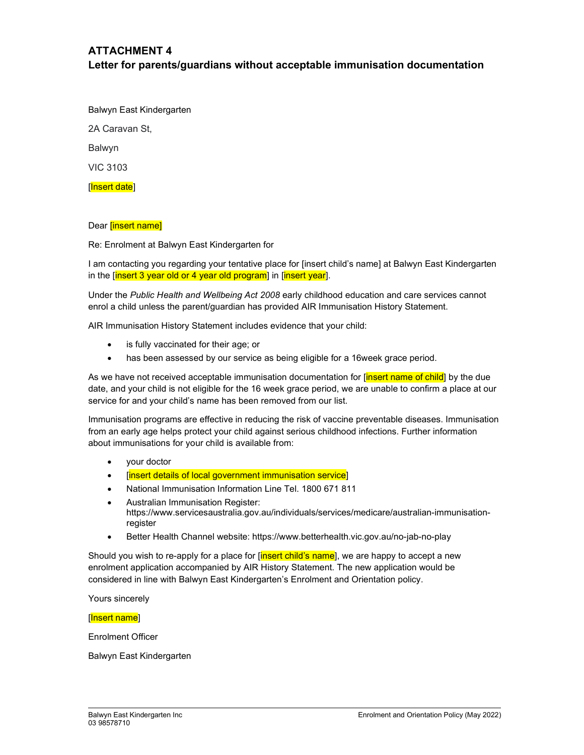# ATTACHMENT 4

## Letter for parents/guardians without acceptable immunisation documentation

Balwyn East Kindergarten

2A Caravan St,

Balwyn

VIC 3103

[Insert date]

Dear [insert name]

Re: Enrolment at Balwyn East Kindergarten for

I am contacting you regarding your tentative place for [insert child's name] at Balwyn East Kindergarten in the [insert 3 year old or 4 year old program] in [insert year].

Under the *Public Health and Wellbeing Act 2008* early childhood education and care services cannot enrol a child unless the parent/guardian has provided AIR Immunisation History Statement.

AIR Immunisation History Statement includes evidence that your child:

- is fully vaccinated for their age; or
- has been assessed by our service as being eligible for a 16week grace period.

As we have not received acceptable immunisation documentation for [insert name of child] by the due date, and your child is not eligible for the 16 week grace period, we are unable to confirm a place at our service for and your child's name has been removed from our list.

Immunisation programs are effective in reducing the risk of vaccine preventable diseases. Immunisation from an early age helps protect your child against serious childhood infections. Further information about immunisations for your child is available from:

- your doctor
- [insert details of local government immunisation service]
- National Immunisation Information Line Tel. 1800 671 811
- Australian Immunisation Register: https://www.servicesaustralia.gov.au/individuals/services/medicare/australian-immunisation-register
- Better Health Channel website: https://www.betterhealth.vic.gov.au/no-jab-no-play

Should you wish to re-apply for a place for [insert child's name], we are happy to accept a new enrolment application accompanied by AIR History Statement. The new application would be considered in line with Balwyn East Kindergarten's Enrolment and Orientation policy.

Yours sincerely

[Insert name]

Enrolment Officer

Balwyn East Kindergarten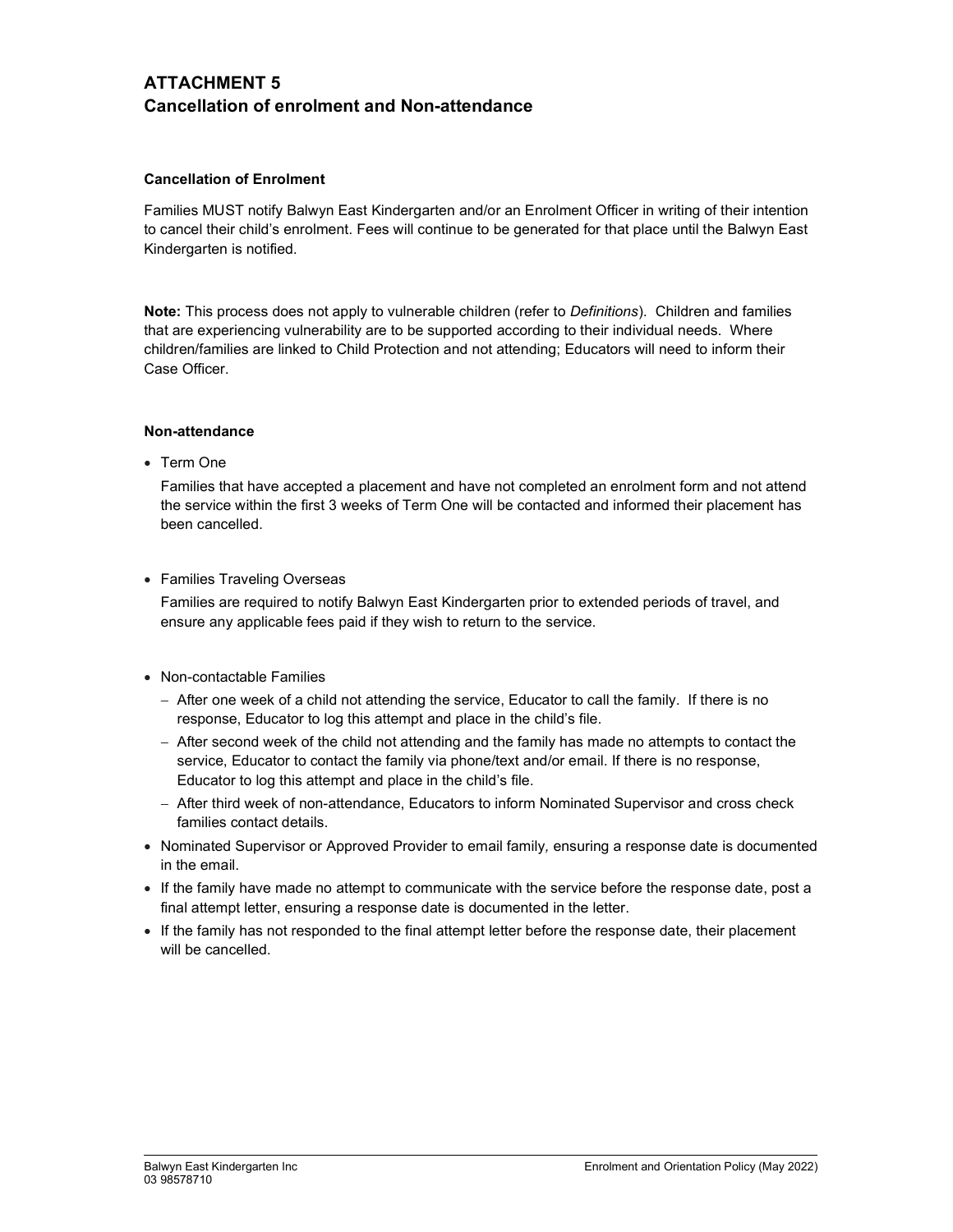# ATTACHMENT 5
## Cancellation of enrolment and Non-attendance

**Cancellation of Enrolment**

Families MUST notify Balwyn East Kindergarten and/or an Enrolment Officer in writing of their intention to cancel their child's enrolment. Fees will continue to be generated for that place until the Balwyn East Kindergarten is notified.

**Note:** This process does not apply to vulnerable children (refer to *Definitions*). Children and families that are experiencing vulnerability are to be supported according to their individual needs. Where children/families are linked to Child Protection and not attending; Educators will need to inform their Case Officer.

**Non-attendance**

- Term One

  Families that have accepted a placement and have not completed an enrolment form and not attend the service within the first 3 weeks of Term One will be contacted and informed their placement has been cancelled.

- Families Traveling Overseas

  Families are required to notify Balwyn East Kindergarten prior to extended periods of travel, and ensure any applicable fees paid if they wish to return to the service.

- Non-contactable Families
  - After one week of a child not attending the service, Educator to call the family. If there is no response, Educator to log this attempt and place in the child's file.
  - After second week of the child not attending and the family has made no attempts to contact the service, Educator to contact the family via phone/text and/or email. If there is no response, Educator to log this attempt and place in the child's file.
  - After third week of non-attendance, Educators to inform Nominated Supervisor and cross check families contact details.
- Nominated Supervisor or Approved Provider to email family, ensuring a response date is documented in the email.
- If the family have made no attempt to communicate with the service before the response date, post a final attempt letter, ensuring a response date is documented in the letter.
- If the family has not responded to the final attempt letter before the response date, their placement will be cancelled.